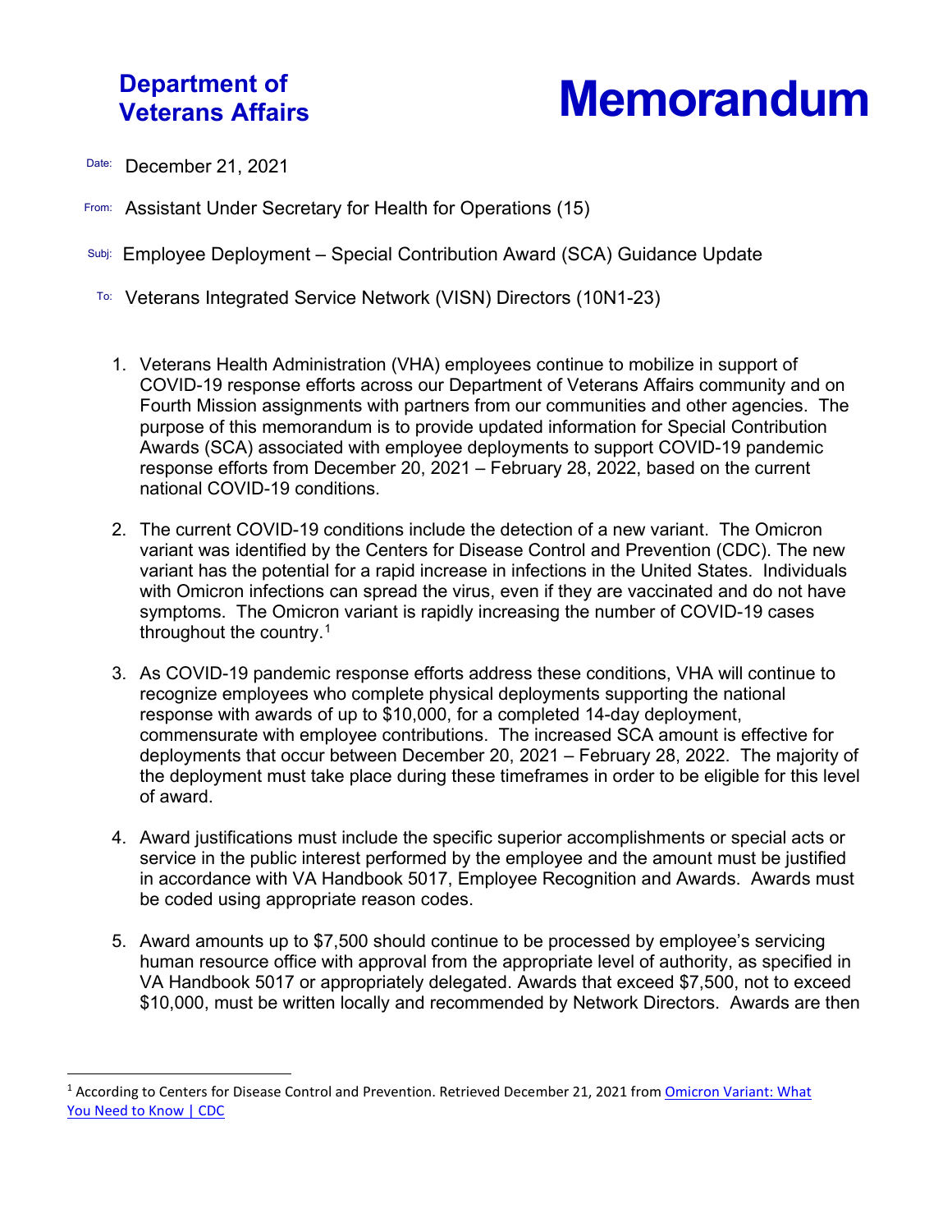**Department of Veterans Affairs**

# Memorandum

Date: December 21, 2021

From: Assistant Under Secretary for Health for Operations (15)

Subj: Employee Deployment – Special Contribution Award (SCA) Guidance Update

To: Veterans Integrated Service Network (VISN) Directors (10N1-23)

1. Veterans Health Administration (VHA) employees continue to mobilize in support of COVID-19 response efforts across our Department of Veterans Affairs community and on Fourth Mission assignments with partners from our communities and other agencies. The purpose of this memorandum is to provide updated information for Special Contribution Awards (SCA) associated with employee deployments to support COVID-19 pandemic response efforts from December 20, 2021 – February 28, 2022, based on the current national COVID-19 conditions.

2. The current COVID-19 conditions include the detection of a new variant. The Omicron variant was identified by the Centers for Disease Control and Prevention (CDC). The new variant has the potential for a rapid increase in infections in the United States. Individuals with Omicron infections can spread the virus, even if they are vaccinated and do not have symptoms. The Omicron variant is rapidly increasing the number of COVID-19 cases throughout the country.[1]

3. As COVID-19 pandemic response efforts address these conditions, VHA will continue to recognize employees who complete physical deployments supporting the national response with awards of up to $10,000, for a completed 14-day deployment, commensurate with employee contributions. The increased SCA amount is effective for deployments that occur between December 20, 2021 – February 28, 2022. The majority of the deployment must take place during these timeframes in order to be eligible for this level of award.

4. Award justifications must include the specific superior accomplishments or special acts or service in the public interest performed by the employee and the amount must be justified in accordance with VA Handbook 5017, Employee Recognition and Awards. Awards must be coded using appropriate reason codes.

5. Award amounts up to $7,500 should continue to be processed by employee's servicing human resource office with approval from the appropriate level of authority, as specified in VA Handbook 5017 or appropriately delegated. Awards that exceed $7,500, not to exceed $10,000, must be written locally and recommended by Network Directors. Awards are then

---

[1] According to Centers for Disease Control and Prevention. Retrieved December 21, 2021 from Omicron Variant: What You Need to Know | CDC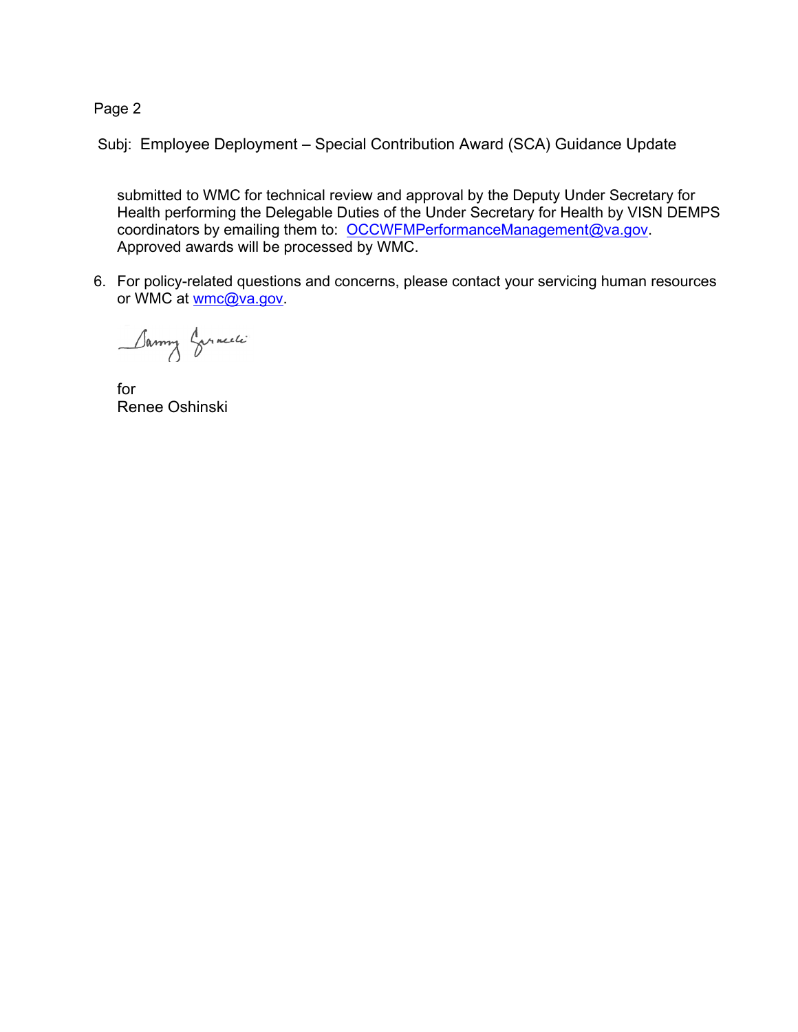Subj: Employee Deployment – Special Contribution Award (SCA) Guidance Update

submitted to WMC for technical review and approval by the Deputy Under Secretary for Health performing the Delegable Duties of the Under Secretary for Health by VISN DEMPS coordinators by emailing them to: OCCWFMPerformanceManagement@va.gov. Approved awards will be processed by WMC.

6. For policy-related questions and concerns, please contact your servicing human resources or WMC at wmc@va.gov.

for
Renee Oshinski